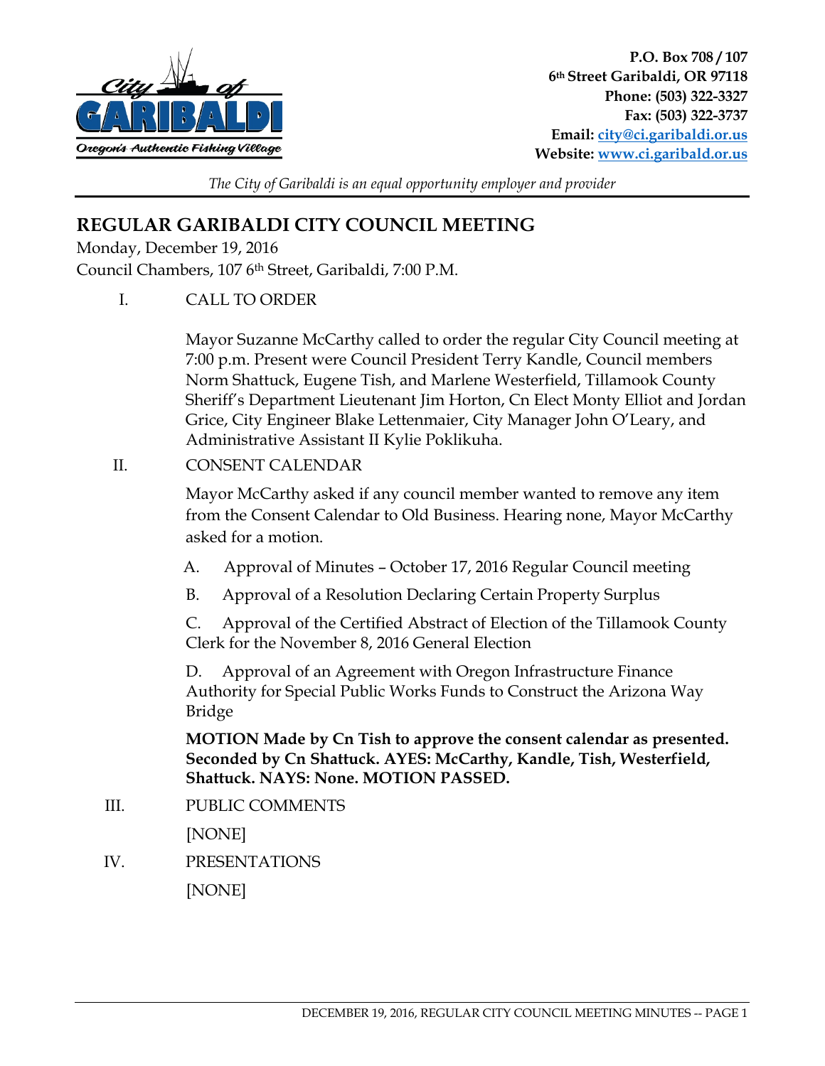P.O. Box 708 / 107
6th Street Garibaldi, OR 97118
Phone: (503) 322-3327
Fax: (503) 322-3737
Email: city@ci.garibaldi.or.us
Website: www.ci.garibald.or.us

*The City of Garibaldi is an equal opportunity employer and provider*

# REGULAR GARIBALDI CITY COUNCIL MEETING

Monday, December 19, 2016
Council Chambers, 107 6th Street, Garibaldi, 7:00 P.M.

I. CALL TO ORDER

Mayor Suzanne McCarthy called to order the regular City Council meeting at 7:00 p.m. Present were Council President Terry Kandle, Council members Norm Shattuck, Eugene Tish, and Marlene Westerfield, Tillamook County Sheriff's Department Lieutenant Jim Horton, Cn Elect Monty Elliot and Jordan Grice, City Engineer Blake Lettenmaier, City Manager John O'Leary, and Administrative Assistant II Kylie Poklikuha.

II. CONSENT CALENDAR

Mayor McCarthy asked if any council member wanted to remove any item from the Consent Calendar to Old Business. Hearing none, Mayor McCarthy asked for a motion.

A. Approval of Minutes – October 17, 2016 Regular Council meeting

B. Approval of a Resolution Declaring Certain Property Surplus

C. Approval of the Certified Abstract of Election of the Tillamook County Clerk for the November 8, 2016 General Election

D. Approval of an Agreement with Oregon Infrastructure Finance Authority for Special Public Works Funds to Construct the Arizona Way Bridge

**MOTION Made by Cn Tish to approve the consent calendar as presented. Seconded by Cn Shattuck. AYES: McCarthy, Kandle, Tish, Westerfield, Shattuck. NAYS: None. MOTION PASSED.**

III. PUBLIC COMMENTS

[NONE]

IV. PRESENTATIONS

[NONE]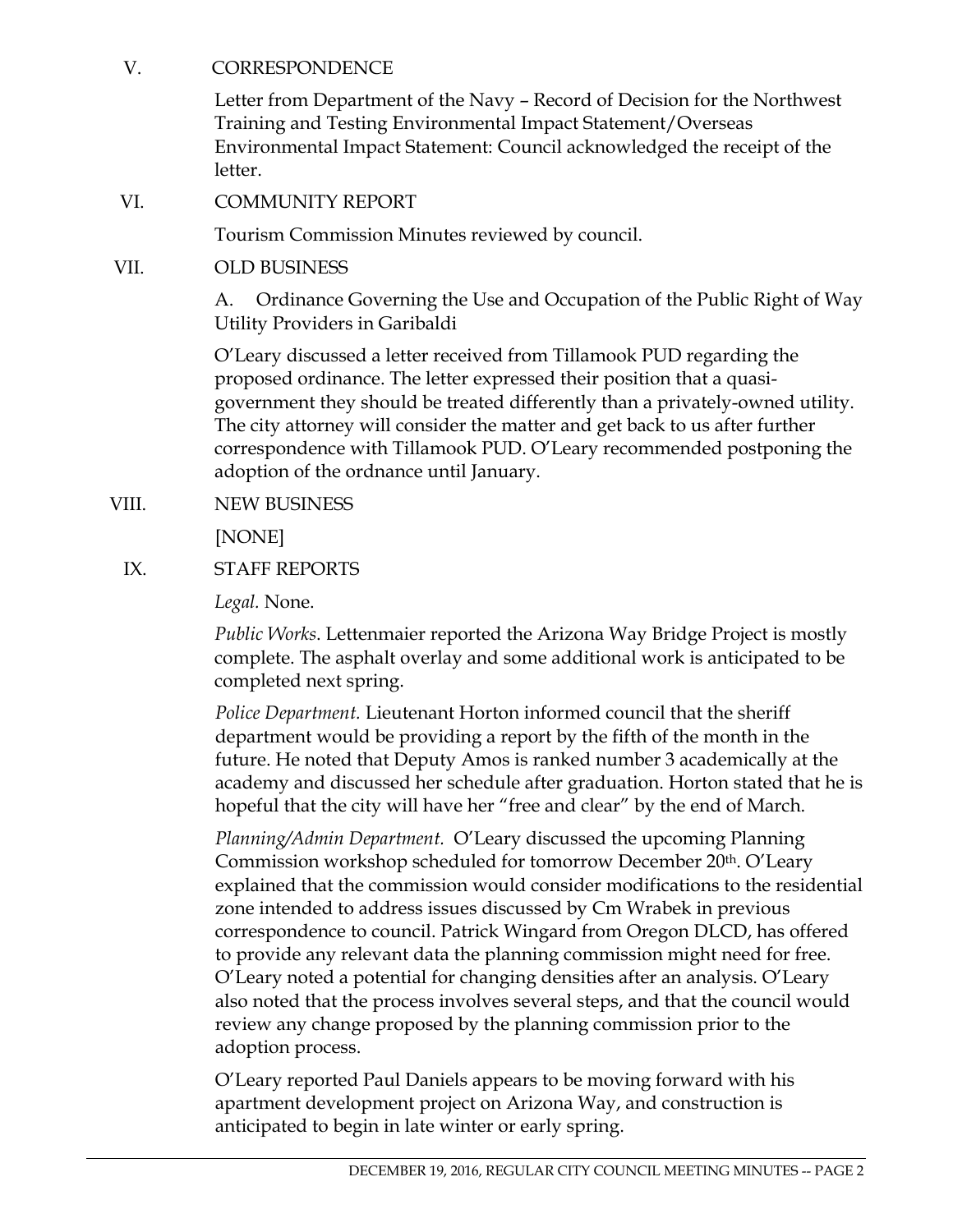## V. CORRESPONDENCE

Letter from Department of the Navy – Record of Decision for the Northwest Training and Testing Environmental Impact Statement/Overseas Environmental Impact Statement: Council acknowledged the receipt of the letter.

## VI. COMMUNITY REPORT

Tourism Commission Minutes reviewed by council.

## VII. OLD BUSINESS

A. Ordinance Governing the Use and Occupation of the Public Right of Way Utility Providers in Garibaldi

O'Leary discussed a letter received from Tillamook PUD regarding the proposed ordinance. The letter expressed their position that a quasi-government they should be treated differently than a privately-owned utility. The city attorney will consider the matter and get back to us after further correspondence with Tillamook PUD. O'Leary recommended postponing the adoption of the ordnance until January.

## VIII. NEW BUSINESS

[NONE]

## IX. STAFF REPORTS

*Legal.* None.

*Public Works*. Lettenmaier reported the Arizona Way Bridge Project is mostly complete. The asphalt overlay and some additional work is anticipated to be completed next spring.

*Police Department.* Lieutenant Horton informed council that the sheriff department would be providing a report by the fifth of the month in the future. He noted that Deputy Amos is ranked number 3 academically at the academy and discussed her schedule after graduation. Horton stated that he is hopeful that the city will have her "free and clear" by the end of March.

*Planning/Admin Department.* O'Leary discussed the upcoming Planning Commission workshop scheduled for tomorrow December 20th. O'Leary explained that the commission would consider modifications to the residential zone intended to address issues discussed by Cm Wrabek in previous correspondence to council. Patrick Wingard from Oregon DLCD, has offered to provide any relevant data the planning commission might need for free. O'Leary noted a potential for changing densities after an analysis. O'Leary also noted that the process involves several steps, and that the council would review any change proposed by the planning commission prior to the adoption process.

O'Leary reported Paul Daniels appears to be moving forward with his apartment development project on Arizona Way, and construction is anticipated to begin in late winter or early spring.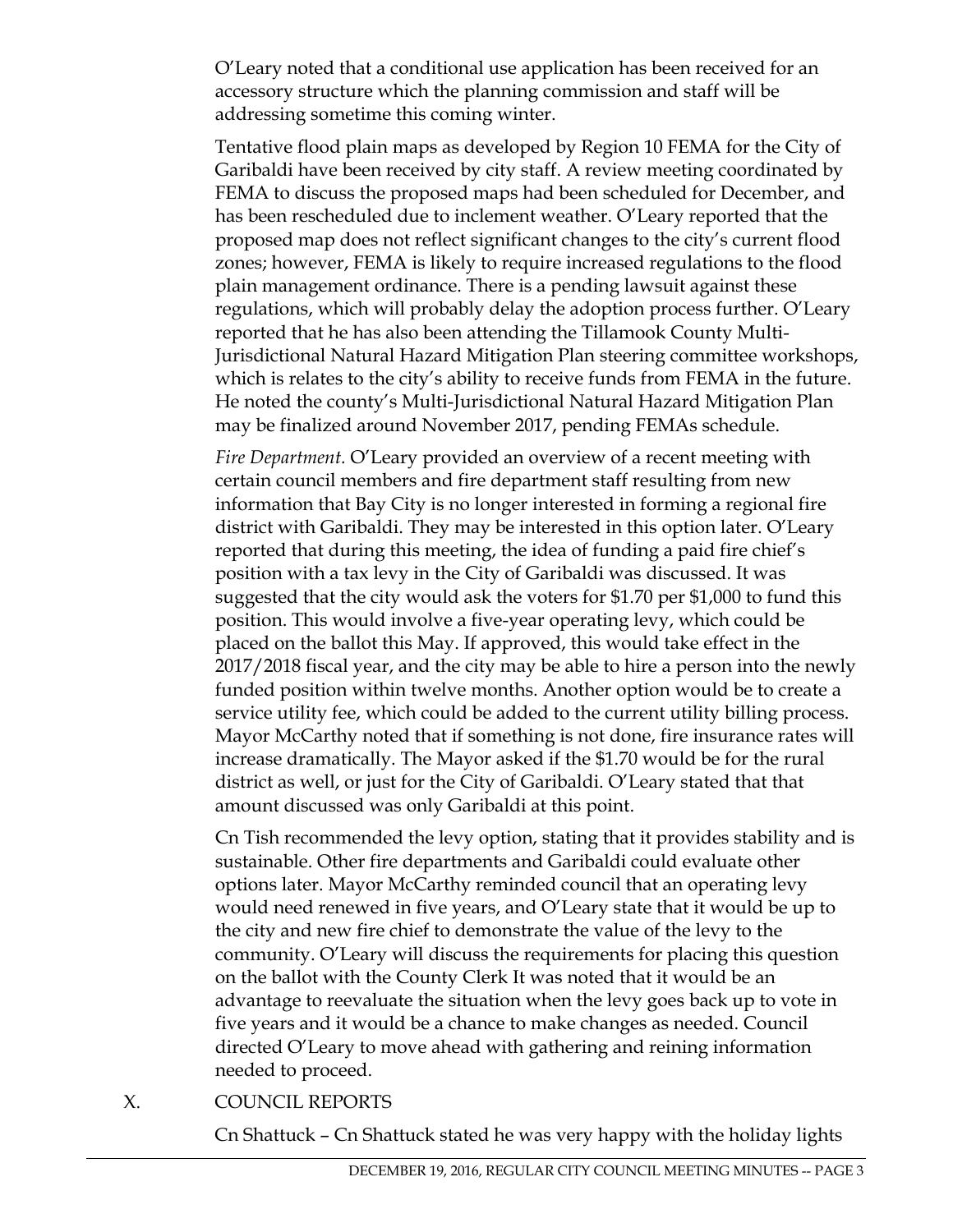O'Leary noted that a conditional use application has been received for an accessory structure which the planning commission and staff will be addressing sometime this coming winter.

Tentative flood plain maps as developed by Region 10 FEMA for the City of Garibaldi have been received by city staff. A review meeting coordinated by FEMA to discuss the proposed maps had been scheduled for December, and has been rescheduled due to inclement weather. O'Leary reported that the proposed map does not reflect significant changes to the city's current flood zones; however, FEMA is likely to require increased regulations to the flood plain management ordinance. There is a pending lawsuit against these regulations, which will probably delay the adoption process further. O'Leary reported that he has also been attending the Tillamook County Multi-Jurisdictional Natural Hazard Mitigation Plan steering committee workshops, which is relates to the city's ability to receive funds from FEMA in the future. He noted the county's Multi-Jurisdictional Natural Hazard Mitigation Plan may be finalized around November 2017, pending FEMAs schedule.

*Fire Department.* O'Leary provided an overview of a recent meeting with certain council members and fire department staff resulting from new information that Bay City is no longer interested in forming a regional fire district with Garibaldi. They may be interested in this option later. O'Leary reported that during this meeting, the idea of funding a paid fire chief's position with a tax levy in the City of Garibaldi was discussed. It was suggested that the city would ask the voters for $1.70 per $1,000 to fund this position. This would involve a five-year operating levy, which could be placed on the ballot this May. If approved, this would take effect in the 2017/2018 fiscal year, and the city may be able to hire a person into the newly funded position within twelve months. Another option would be to create a service utility fee, which could be added to the current utility billing process. Mayor McCarthy noted that if something is not done, fire insurance rates will increase dramatically. The Mayor asked if the $1.70 would be for the rural district as well, or just for the City of Garibaldi. O'Leary stated that that amount discussed was only Garibaldi at this point.

Cn Tish recommended the levy option, stating that it provides stability and is sustainable. Other fire departments and Garibaldi could evaluate other options later. Mayor McCarthy reminded council that an operating levy would need renewed in five years, and O'Leary state that it would be up to the city and new fire chief to demonstrate the value of the levy to the community. O'Leary will discuss the requirements for placing this question on the ballot with the County Clerk It was noted that it would be an advantage to reevaluate the situation when the levy goes back up to vote in five years and it would be a chance to make changes as needed. Council directed O'Leary to move ahead with gathering and reining information needed to proceed.

X. COUNCIL REPORTS

Cn Shattuck – Cn Shattuck stated he was very happy with the holiday lights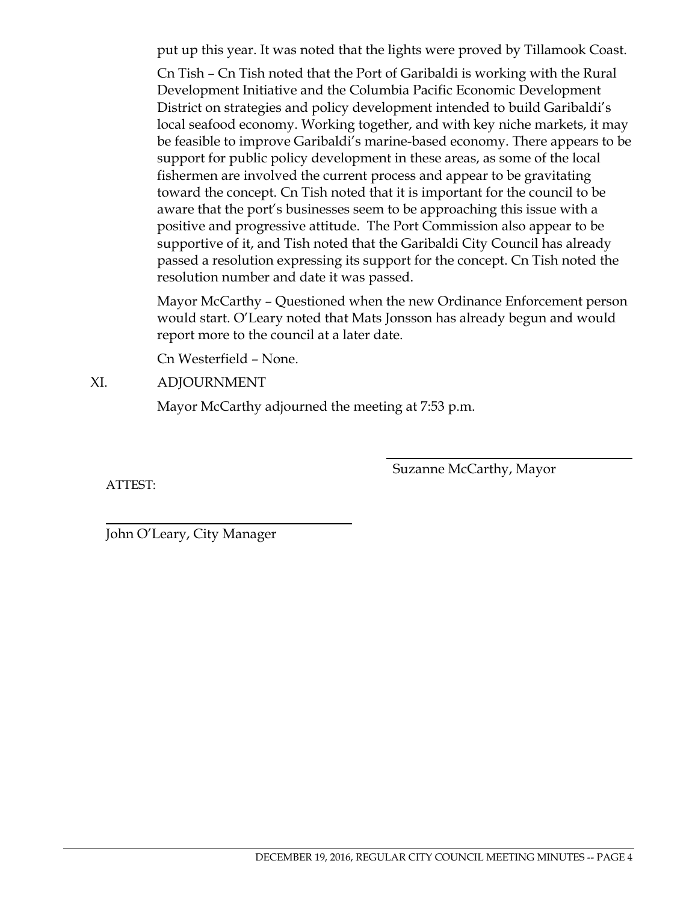put up this year. It was noted that the lights were proved by Tillamook Coast.

Cn Tish – Cn Tish noted that the Port of Garibaldi is working with the Rural Development Initiative and the Columbia Pacific Economic Development District on strategies and policy development intended to build Garibaldi's local seafood economy. Working together, and with key niche markets, it may be feasible to improve Garibaldi's marine-based economy. There appears to be support for public policy development in these areas, as some of the local fishermen are involved the current process and appear to be gravitating toward the concept. Cn Tish noted that it is important for the council to be aware that the port's businesses seem to be approaching this issue with a positive and progressive attitude. The Port Commission also appear to be supportive of it, and Tish noted that the Garibaldi City Council has already passed a resolution expressing its support for the concept. Cn Tish noted the resolution number and date it was passed.

Mayor McCarthy – Questioned when the new Ordinance Enforcement person would start. O'Leary noted that Mats Jonsson has already begun and would report more to the council at a later date.

Cn Westerfield – None.

XI. ADJOURNMENT

Mayor McCarthy adjourned the meeting at 7:53 p.m.

Suzanne McCarthy, Mayor

ATTEST:

John O'Leary, City Manager